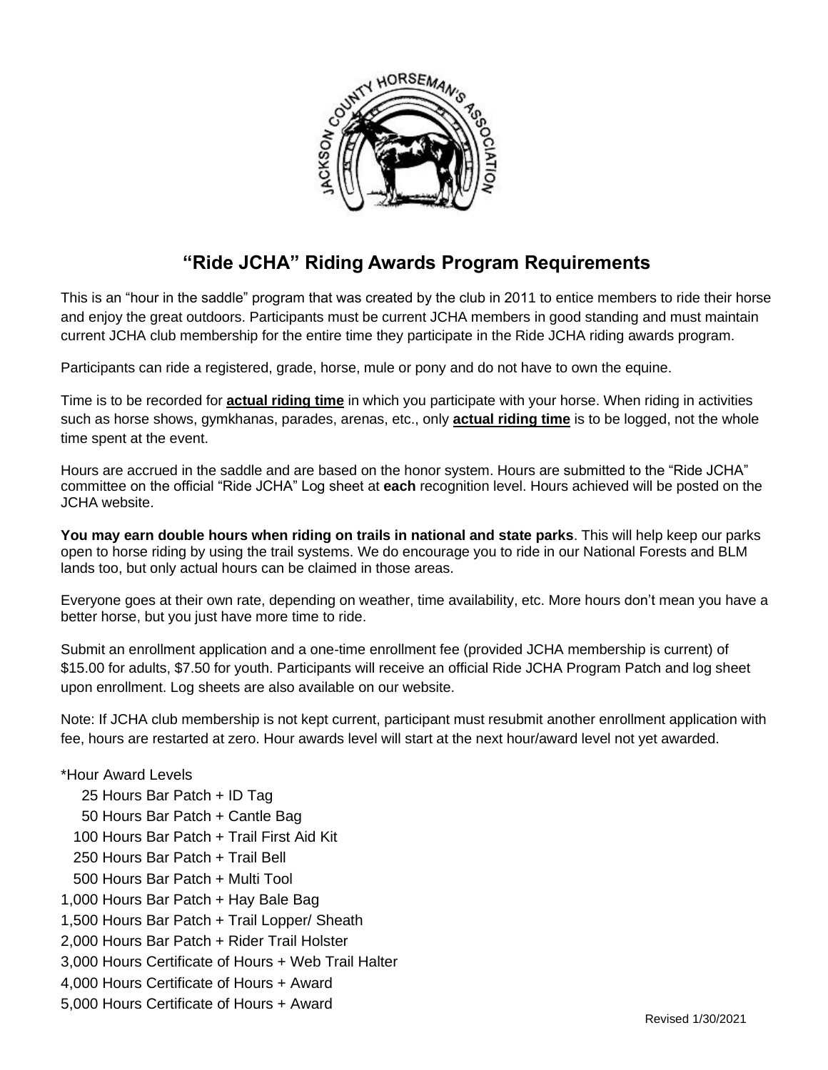# "Ride JCHA" Riding Awards Program Requirements

This is an "hour in the saddle" program that was created by the club in 2011 to entice members to ride their horse and enjoy the great outdoors. Participants must be current JCHA members in good standing and must maintain current JCHA club membership for the entire time they participate in the Ride JCHA riding awards program.

Participants can ride a registered, grade, horse, mule or pony and do not have to own the equine.

Time is to be recorded for **actual riding time** in which you participate with your horse. When riding in activities such as horse shows, gymkhanas, parades, arenas, etc., only **actual riding time** is to be logged, not the whole time spent at the event.

Hours are accrued in the saddle and are based on the honor system. Hours are submitted to the "Ride JCHA" committee on the official "Ride JCHA" Log sheet at **each** recognition level. Hours achieved will be posted on the JCHA website.

**You may earn double hours when riding on trails in national and state parks**. This will help keep our parks open to horse riding by using the trail systems. We do encourage you to ride in our National Forests and BLM lands too, but only actual hours can be claimed in those areas.

Everyone goes at their own rate, depending on weather, time availability, etc. More hours don't mean you have a better horse, but you just have more time to ride.

Submit an enrollment application and a one-time enrollment fee (provided JCHA membership is current) of $15.00 for adults, $7.50 for youth. Participants will receive an official Ride JCHA Program Patch and log sheet upon enrollment. Log sheets are also available on our website.

Note: If JCHA club membership is not kept current, participant must resubmit another enrollment application with fee, hours are restarted at zero. Hour awards level will start at the next hour/award level not yet awarded.

*Hour Award Levels

- 25 Hours Bar Patch + ID Tag
- 50 Hours Bar Patch + Cantle Bag
- 100 Hours Bar Patch + Trail First Aid Kit
- 250 Hours Bar Patch + Trail Bell
- 500 Hours Bar Patch + Multi Tool
- 1,000 Hours Bar Patch + Hay Bale Bag
- 1,500 Hours Bar Patch + Trail Lopper/ Sheath
- 2,000 Hours Bar Patch + Rider Trail Holster
- 3,000 Hours Certificate of Hours + Web Trail Halter
- 4,000 Hours Certificate of Hours + Award
- 5,000 Hours Certificate of Hours + Award

Revised 1/30/2021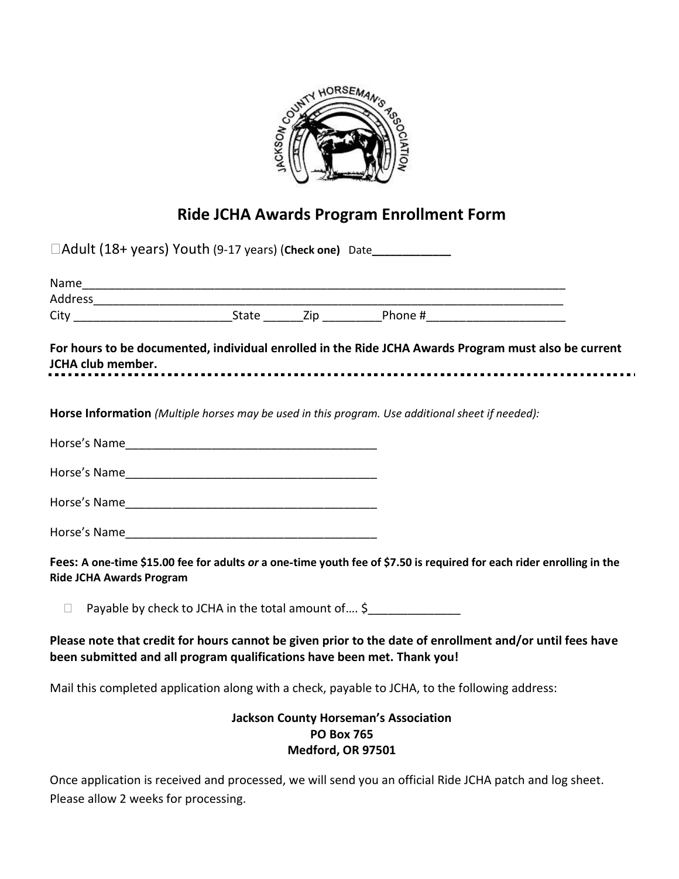# Ride JCHA Awards Program Enrollment Form

☐Adult (18+ years) Youth (9-17 years) (**Check one)** Date____________

Name______________________________________________________________________________
Address____________________________________________________________________________
City ________________________State ______Zip _________Phone #_____________________

**For hours to be documented, individual enrolled in the Ride JCHA Awards Program must also be current JCHA club member.**

---

**Horse Information** *(Multiple horses may be used in this program. Use additional sheet if needed):*

Horse's Name_______________________________________

Horse's Name_______________________________________

Horse's Name_______________________________________

Horse's Name_______________________________________

**Fees: A one-time $15.00 fee for adults *or* a one-time youth fee of $7.50 is required for each rider enrolling in the Ride JCHA Awards Program**

- ☐ Payable by check to JCHA in the total amount of…. $______________

**Please note that credit for hours cannot be given prior to the date of enrollment and/or until fees have been submitted and all program qualifications have been met. Thank you!**

Mail this completed application along with a check, payable to JCHA, to the following address:

**Jackson County Horseman's Association**
**PO Box 765**
**Medford, OR 97501**

Once application is received and processed, we will send you an official Ride JCHA patch and log sheet. Please allow 2 weeks for processing.